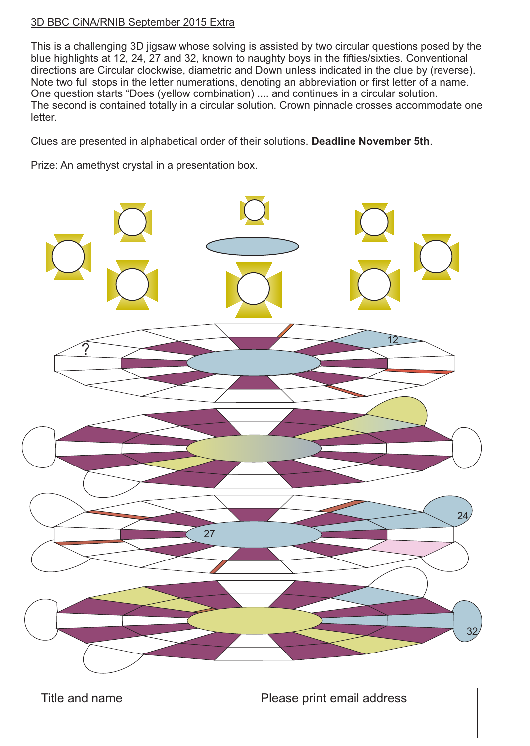3D BBC CiNA/RNIB September 2015 Extra

This is a challenging 3D jigsaw whose solving is assisted by two circular questions posed by the blue highlights at 12, 24, 27 and 32, known to naughty boys in the fifties/sixties. Conventional directions are Circular clockwise, diametric and Down unless indicated in the clue by (reverse). Note two full stops in the letter numerations, denoting an abbreviation or first letter of a name. One question starts "Does (yellow combination) .... and continues in a circular solution. The second is contained totally in a circular solution. Crown pinnacle crosses accommodate one letter.

Clues are presented in alphabetical order of their solutions. **Deadline November 5th**.

Prize: An amethyst crystal in a presentation box.

?

12

27

24

32

| Title and name | Please print email address |
|---|---|
| | |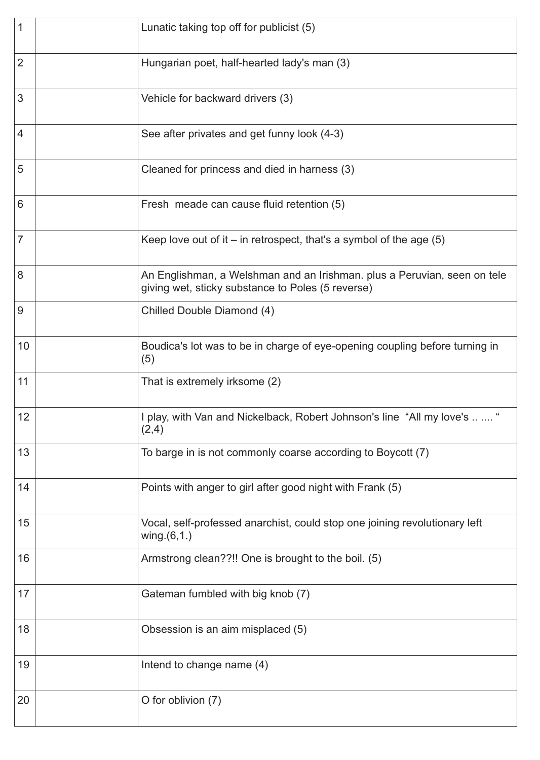| | | |
|---|---|---|
| 1 | | Lunatic taking top off for publicist (5) |
| 2 | | Hungarian poet, half-hearted lady's man (3) |
| 3 | | Vehicle for backward drivers (3) |
| 4 | | See after privates and get funny look (4-3) |
| 5 | | Cleaned for princess and died in harness (3) |
| 6 | | Fresh  meade can cause fluid retention (5) |
| 7 | | Keep love out of it – in retrospect, that's a symbol of the age (5) |
| 8 | | An Englishman, a Welshman and an Irishman. plus a Peruvian, seen on tele giving wet, sticky substance to Poles (5 reverse) |
| 9 | | Chilled Double Diamond (4) |
| 10 | | Boudica's lot was to be in charge of eye-opening coupling before turning in (5) |
| 11 | | That is extremely irksome (2) |
| 12 | | I play, with Van and Nickelback, Robert Johnson's line  “All my love's .. .... “ (2,4) |
| 13 | | To barge in is not commonly coarse according to Boycott (7) |
| 14 | | Points with anger to girl after good night with Frank (5) |
| 15 | | Vocal, self-professed anarchist, could stop one joining revolutionary left wing.(6,1.) |
| 16 | | Armstrong clean??!! One is brought to the boil. (5) |
| 17 | | Gateman fumbled with big knob (7) |
| 18 | | Obsession is an aim misplaced (5) |
| 19 | | Intend to change name (4) |
| 20 | | O for oblivion (7) |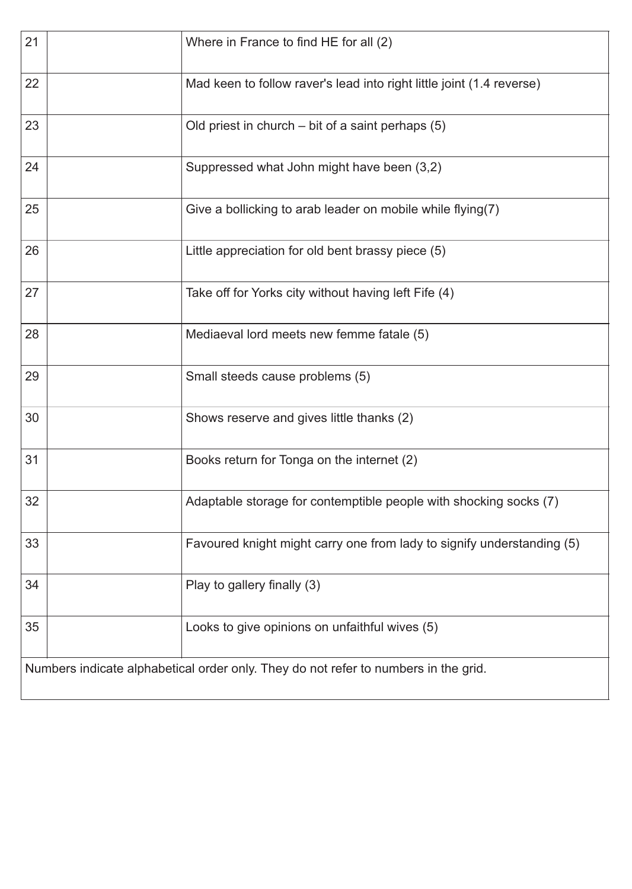| | | |
|---|---|---|
| 21 | | Where in France to find HE for all (2) |
| 22 | | Mad keen to follow raver's lead into right little joint (1.4 reverse) |
| 23 | | Old priest in church – bit of a saint perhaps (5) |
| 24 | | Suppressed what John might have been (3,2) |
| 25 | | Give a bollicking to arab leader on mobile while flying(7) |
| 26 | | Little appreciation for old bent brassy piece (5) |
| 27 | | Take off for Yorks city without having left Fife (4) |
| 28 | | Mediaeval lord meets new femme fatale (5) |
| 29 | | Small steeds cause problems (5) |
| 30 | | Shows reserve and gives little thanks (2) |
| 31 | | Books return for Tonga on the internet (2) |
| 32 | | Adaptable storage for contemptible people with shocking socks (7) |
| 33 | | Favoured knight might carry one from lady to signify understanding (5) |
| 34 | | Play to gallery finally (3) |
| 35 | | Looks to give opinions on unfaithful wives (5) |
| Numbers indicate alphabetical order only. They do not refer to numbers in the grid. | | |